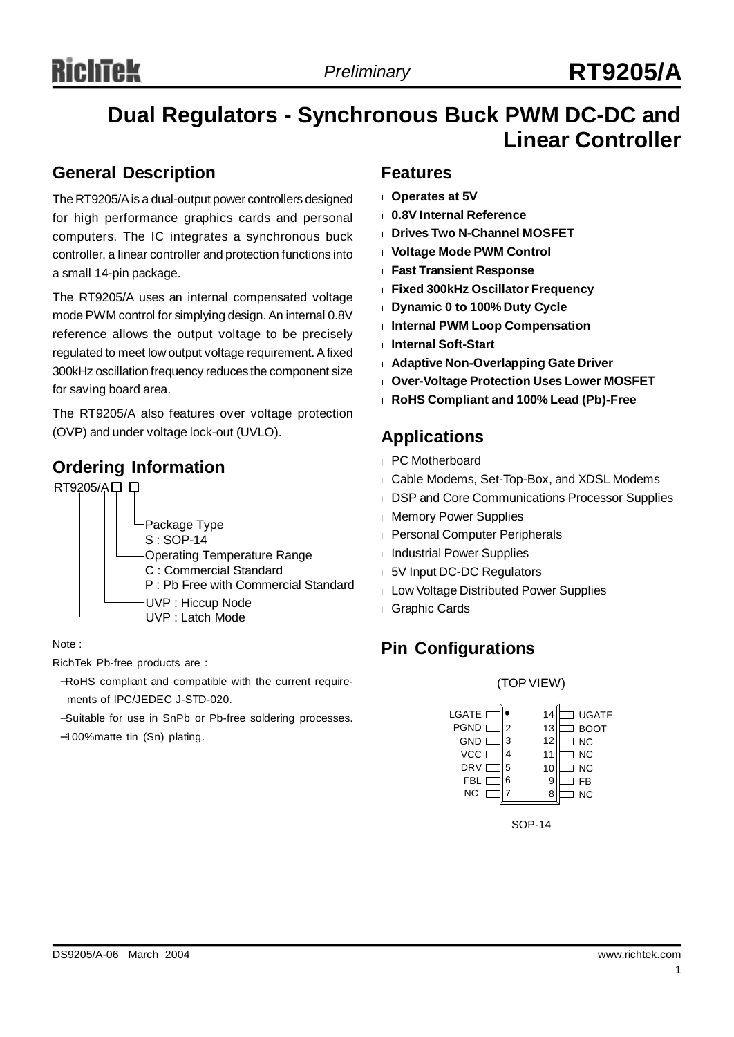# RT9205/A

*Preliminary*

## Dual Regulators - Synchronous Buck PWM DC-DC and Linear Controller

## General Description

The RT9205/A is a dual-output power controllers designed for high performance graphics cards and personal computers. The IC integrates a synchronous buck controller, a linear controller and protection functions into a small 14-pin package.

The RT9205/A uses an internal compensated voltage mode PWM control for simplying design. An internal 0.8V reference allows the output voltage to be precisely regulated to meet low output voltage requirement. A fixed 300kHz oscillation frequency reduces the component size for saving board area.

The RT9205/A also features over voltage protection (OVP) and under voltage lock-out (UVLO).

## Ordering Information

RT9205/A□ □

- Package Type
  - S : SOP-14
- Operating Temperature Range
  - C : Commercial Standard
  - P : Pb Free with Commercial Standard
- UVP : Hiccup Node
- UVP : Latch Mode

Note :

RichTek Pb-free products are :

- RoHS compliant and compatible with the current requirements of IPC/JEDEC J-STD-020.
- Suitable for use in SnPb or Pb-free soldering processes.
- 100%matte tin (Sn) plating.

## Features

- **Operates at 5V**
- **0.8V Internal Reference**
- **Drives Two N-Channel MOSFET**
- **Voltage Mode PWM Control**
- **Fast Transient Response**
- **Fixed 300kHz Oscillator Frequency**
- **Dynamic 0 to 100% Duty Cycle**
- **Internal PWM Loop Compensation**
- **Internal Soft-Start**
- **Adaptive Non-Overlapping Gate Driver**
- **Over-Voltage Protection Uses Lower MOSFET**
- **RoHS Compliant and 100% Lead (Pb)-Free**

## Applications

- PC Motherboard
- Cable Modems, Set-Top-Box, and XDSL Modems
- DSP and Core Communications Processor Supplies
- Memory Power Supplies
- Personal Computer Peripherals
- Industrial Power Supplies
- 5V Input DC-DC Regulators
- Low Voltage Distributed Power Supplies
- Graphic Cards

## Pin Configurations

(TOP VIEW)

| Pin | Name | Pin | Name |
|---|---|---|---|
| 1 | LGATE | 14 | UGATE |
| 2 | PGND | 13 | BOOT |
| 3 | GND | 12 | NC |
| 4 | VCC | 11 | NC |
| 5 | DRV | 10 | NC |
| 6 | FBL | 9 | FB |
| 7 | NC | 8 | NC |

SOP-14

DS9205/A-06 March 2004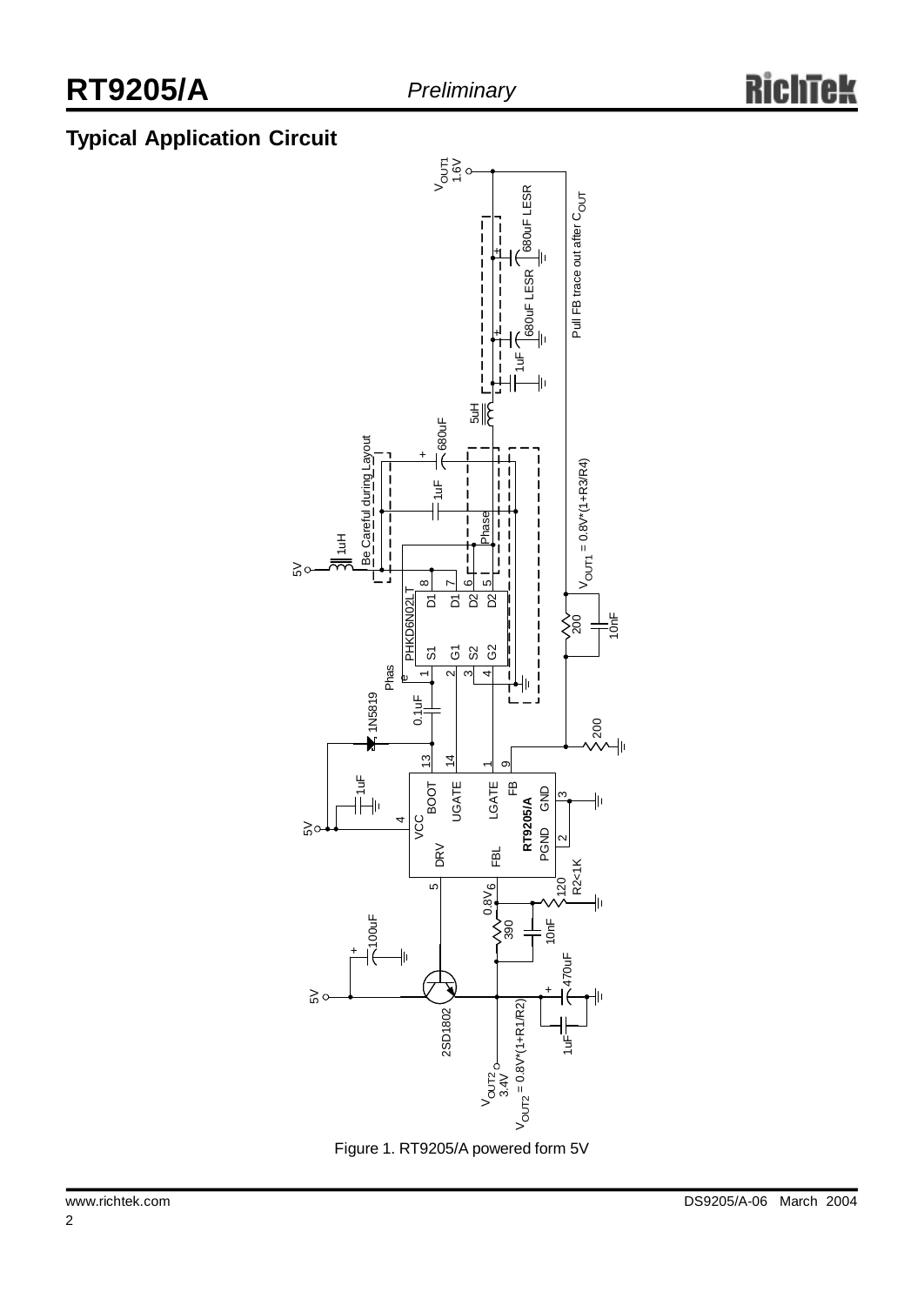## Typical Application Circuit

Figure 1. RT9205/A powered form 5V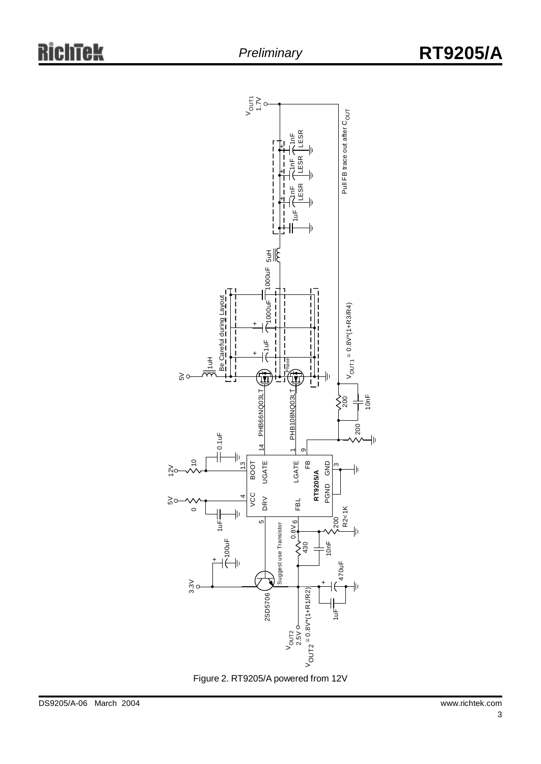Figure 2. RT9205/A powered from 12V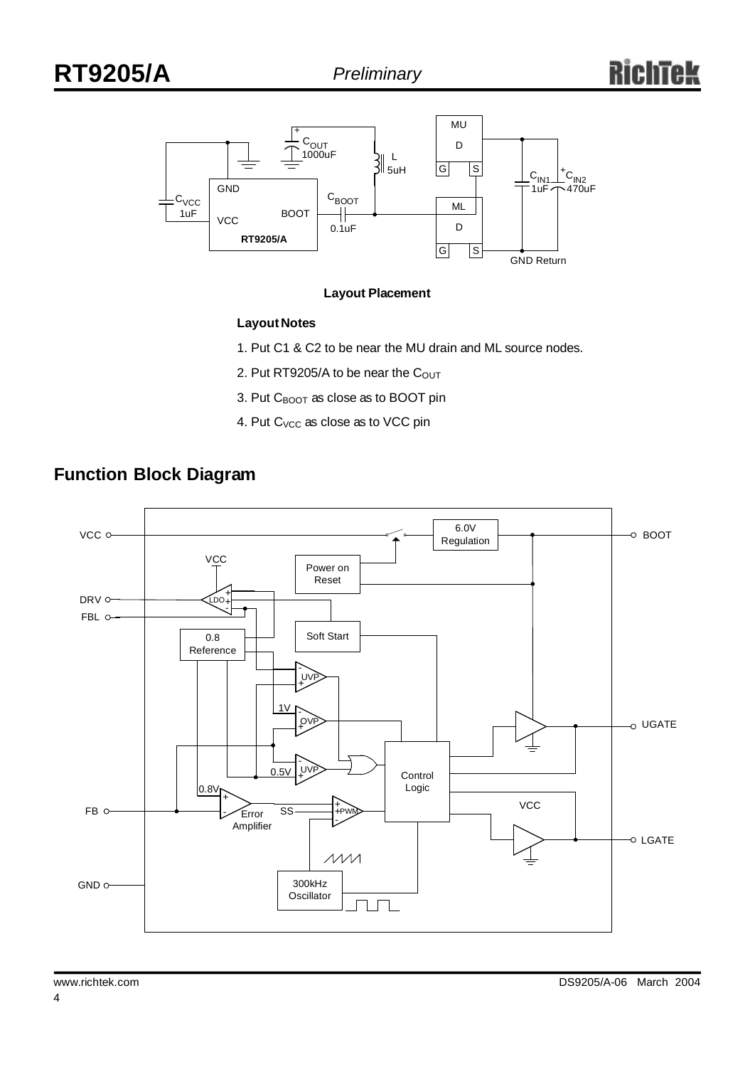**Layout Placement**

**Layout Notes**

1. Put C1 & C2 to be near the MU drain and ML source nodes.
2. Put RT9205/A to be near the $C_{OUT}$
3. Put $C_{BOOT}$ as close as to BOOT pin
4. Put $C_{VCC}$ as close as to VCC pin

## Function Block Diagram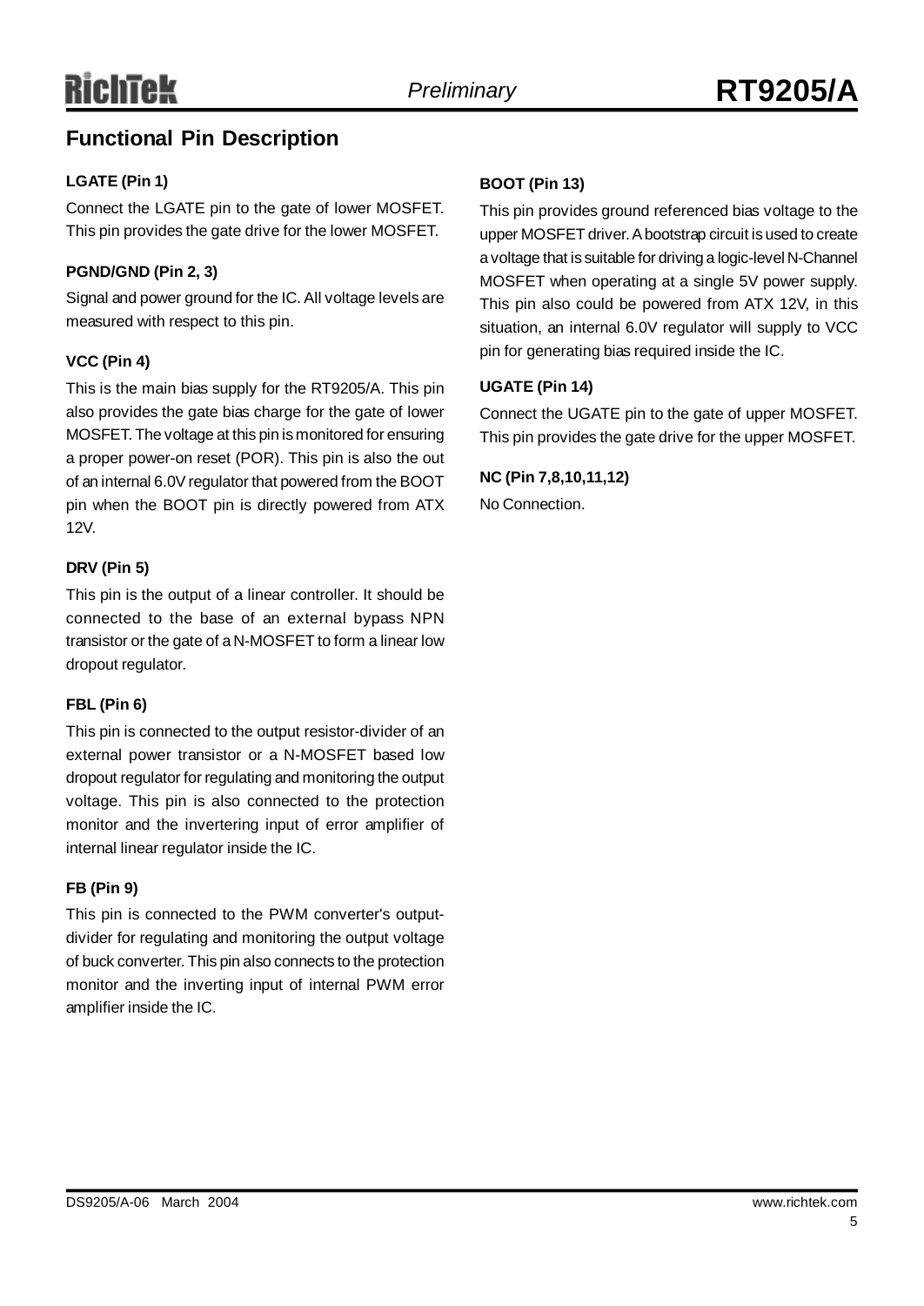## Functional Pin Description

#### LGATE (Pin 1)

Connect the LGATE pin to the gate of lower MOSFET. This pin provides the gate drive for the lower MOSFET.

#### PGND/GND (Pin 2, 3)

Signal and power ground for the IC. All voltage levels are measured with respect to this pin.

#### VCC (Pin 4)

This is the main bias supply for the RT9205/A. This pin also provides the gate bias charge for the gate of lower MOSFET. The voltage at this pin is monitored for ensuring a proper power-on reset (POR). This pin is also the out of an internal 6.0V regulator that powered from the BOOT pin when the BOOT pin is directly powered from ATX 12V.

#### DRV (Pin 5)

This pin is the output of a linear controller. It should be connected to the base of an external bypass NPN transistor or the gate of a N-MOSFET to form a linear low dropout regulator.

#### FBL (Pin 6)

This pin is connected to the output resistor-divider of an external power transistor or a N-MOSFET based low dropout regulator for regulating and monitoring the output voltage. This pin is also connected to the protection monitor and the invertering input of error amplifier of internal linear regulator inside the IC.

#### FB (Pin 9)

This pin is connected to the PWM converter's output-divider for regulating and monitoring the output voltage of buck converter. This pin also connects to the protection monitor and the inverting input of internal PWM error amplifier inside the IC.

#### BOOT (Pin 13)

This pin provides ground referenced bias voltage to the upper MOSFET driver. A bootstrap circuit is used to create a voltage that is suitable for driving a logic-level N-Channel MOSFET when operating at a single 5V power supply. This pin also could be powered from ATX 12V, in this situation, an internal 6.0V regulator will supply to VCC pin for generating bias required inside the IC.

#### UGATE (Pin 14)

Connect the UGATE pin to the gate of upper MOSFET. This pin provides the gate drive for the upper MOSFET.

#### NC (Pin 7,8,10,11,12)

No Connection.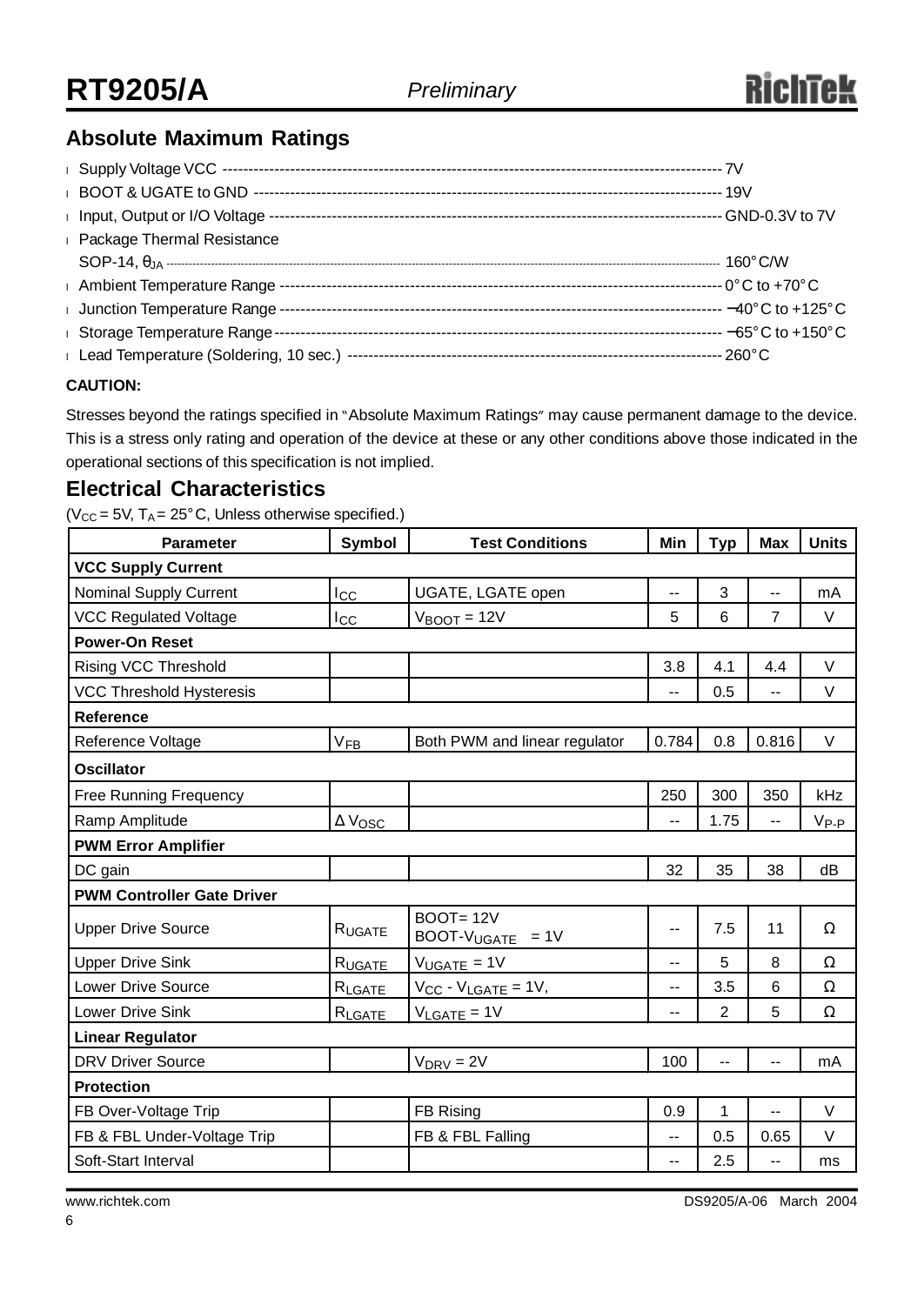## Absolute Maximum Ratings

- Supply Voltage VCC ------------------------------------------------------------------------------------------------ 7V
- BOOT & UGATE to GND ------------------------------------------------------------------------------------------ 19V
- Input, Output or I/O Voltage ------------------------------------------------------------------------------------ GND-0.3V to 7V
- Package Thermal Resistance
  SOP-14, $\theta_{JA}$ ------------------------------------------------------------------------------------------------ 160°C/W
- Ambient Temperature Range ----------------------------------------------------------------------------------- 0°C to +70°C
- Junction Temperature Range ---------------------------------------------------------------------------------- −40°C to +125°C
- Storage Temperature Range ----------------------------------------------------------------------------------- −65°C to +150°C
- Lead Temperature (Soldering, 10 sec.) ----------------------------------------------------------------------- 260°C

**CAUTION:**

Stresses beyond the ratings specified in "Absolute Maximum Ratings" may cause permanent damage to the device. This is a stress only rating and operation of the device at these or any other conditions above those indicated in the operational sections of this specification is not implied.

## Electrical Characteristics

($V_{CC}$ = 5V, $T_A$ = 25°C, Unless otherwise specified.)

| Parameter | Symbol | Test Conditions | Min | Typ | Max | Units |
|---|---|---|---|---|---|---|
| **VCC Supply Current** | | | | | | |
| Nominal Supply Current | $I_{CC}$ | UGATE, LGATE open | -- | 3 | -- | mA |
| VCC Regulated Voltage | $I_{CC}$ | $V_{BOOT}$ = 12V | 5 | 6 | 7 | V |
| **Power-On Reset** | | | | | | |
| Rising VCC Threshold | | | 3.8 | 4.1 | 4.4 | V |
| VCC Threshold Hysteresis | | | -- | 0.5 | -- | V |
| **Reference** | | | | | | |
| Reference Voltage | $V_{FB}$ | Both PWM and linear regulator | 0.784 | 0.8 | 0.816 | V |
| **Oscillator** | | | | | | |
| Free Running Frequency | | | 250 | 300 | 350 | kHz |
| Ramp Amplitude | $\Delta V_{OSC}$ | | -- | 1.75 | -- | $V_{P-P}$ |
| **PWM Error Amplifier** | | | | | | |
| DC gain | | | 32 | 35 | 38 | dB |
| **PWM Controller Gate Driver** | | | | | | |
| Upper Drive Source | $R_{UGATE}$ | BOOT= 12V BOOT-$V_{UGATE}$ = 1V | -- | 7.5 | 11 | Ω |
| Upper Drive Sink | $R_{UGATE}$ | $V_{UGATE}$ = 1V | -- | 5 | 8 | Ω |
| Lower Drive Source | $R_{LGATE}$ | $V_{CC}$ - $V_{LGATE}$ = 1V, | -- | 3.5 | 6 | Ω |
| Lower Drive Sink | $R_{LGATE}$ | $V_{LGATE}$ = 1V | -- | 2 | 5 | Ω |
| **Linear Regulator** | | | | | | |
| DRV Driver Source | | $V_{DRV}$ = 2V | 100 | -- | -- | mA |
| **Protection** | | | | | | |
| FB Over-Voltage Trip | | FB Rising | 0.9 | 1 | -- | V |
| FB & FBL Under-Voltage Trip | | FB & FBL Falling | -- | 0.5 | 0.65 | V |
| Soft-Start Interval | | | -- | 2.5 | -- | ms |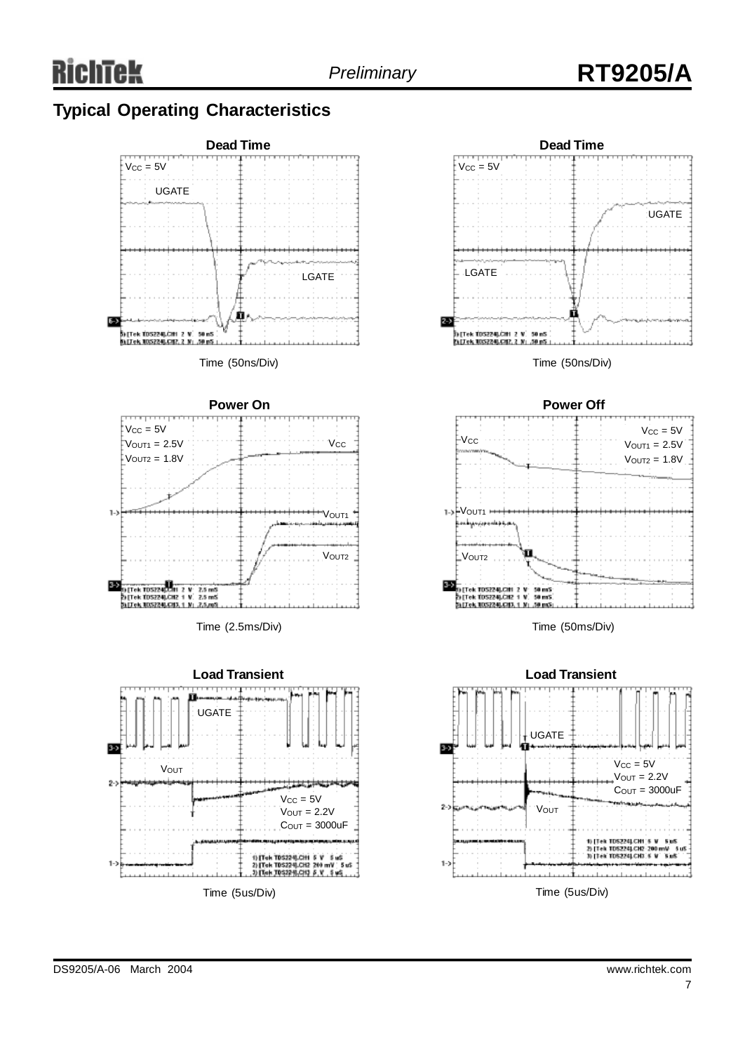## Typical Operating Characteristics

**Dead Time**

$V_{CC}$ = 5V

UGATE

LGATE

Time (50ns/Div)

**Dead Time**

$V_{CC}$ = 5V

UGATE

LGATE

Time (50ns/Div)

**Power On**

$V_{CC}$ = 5V
$V_{OUT1}$ = 2.5V
$V_{OUT2}$ = 1.8V

$V_{CC}$

$V_{OUT1}$

$V_{OUT2}$

Time (2.5ms/Div)

**Power Off**

$V_{CC}$ = 5V
$V_{OUT1}$ = 2.5V
$V_{OUT2}$ = 1.8V

$V_{CC}$

$V_{OUT1}$

$V_{OUT2}$

Time (50ms/Div)

**Load Transient**

UGATE

$V_{OUT}$

$V_{CC}$ = 5V
$V_{OUT}$ = 2.2V
$C_{OUT}$ = 3000uF

Time (5us/Div)

**Load Transient**

UGATE

$V_{CC}$ = 5V
$V_{OUT}$ = 2.2V
$C_{OUT}$ = 3000uF

$V_{OUT}$

Time (5us/Div)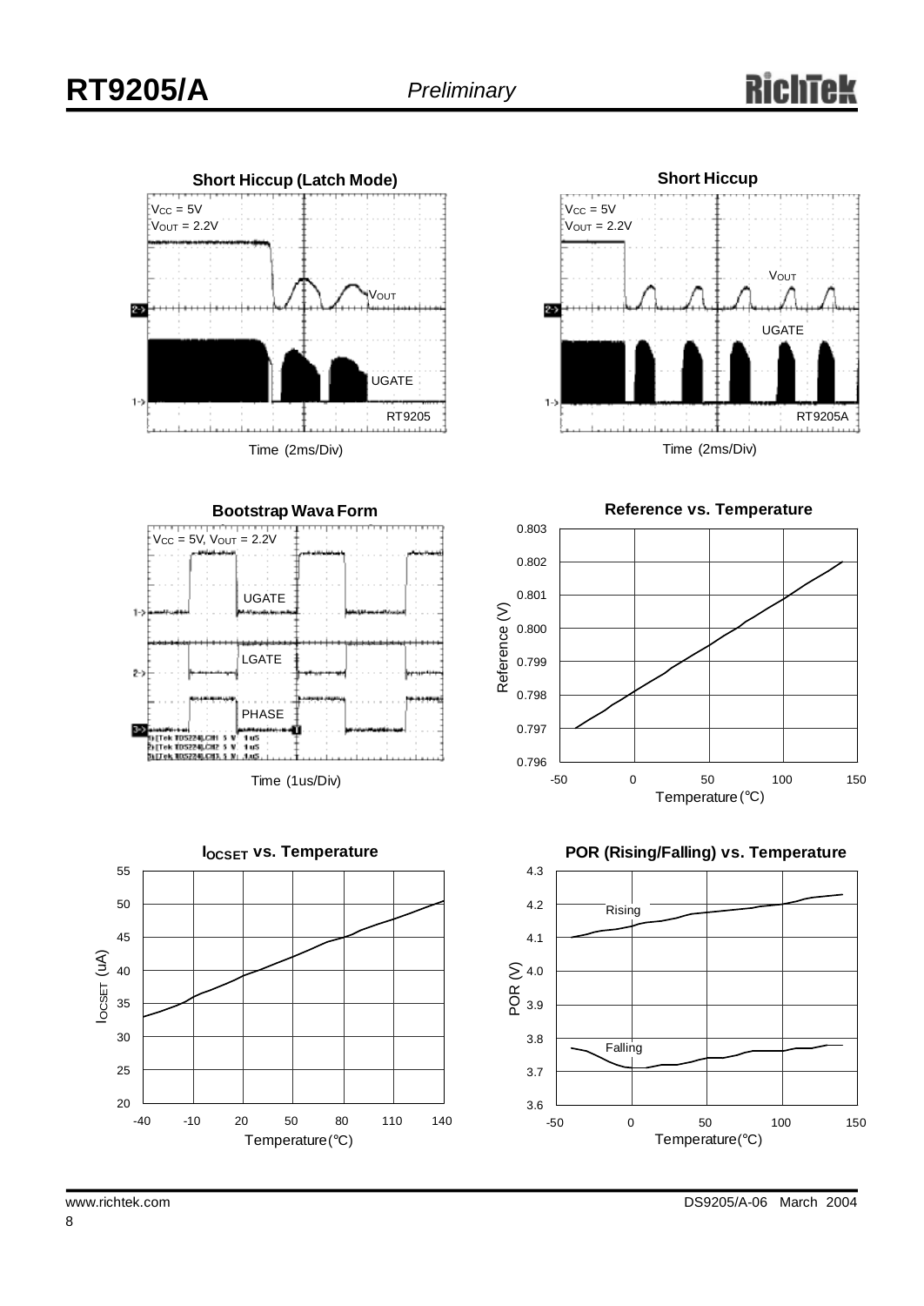**Short Hiccup (Latch Mode)**

$V_{CC}$ = 5V
$V_{OUT}$ = 2.2V

$V_{OUT}$

UGATE

RT9205

Time (2ms/Div)

**Short Hiccup**

$V_{CC}$ = 5V
$V_{OUT}$ = 2.2V

$V_{OUT}$

UGATE

RT9205A

Time (2ms/Div)

**Bootstrap Wava Form**

$V_{CC}$ = 5V, $V_{OUT}$ = 2.2V

UGATE

LGATE

PHASE

Time (1us/Div)

**Reference vs. Temperature**

Reference (V)

Temperature (°C)

**$I_{OCSET}$ vs. Temperature**

$I_{OCSET}$ (uA)

Temperature(°C)

**POR (Rising/Falling) vs. Temperature**

Rising

Falling

POR (V)

Temperature(°C)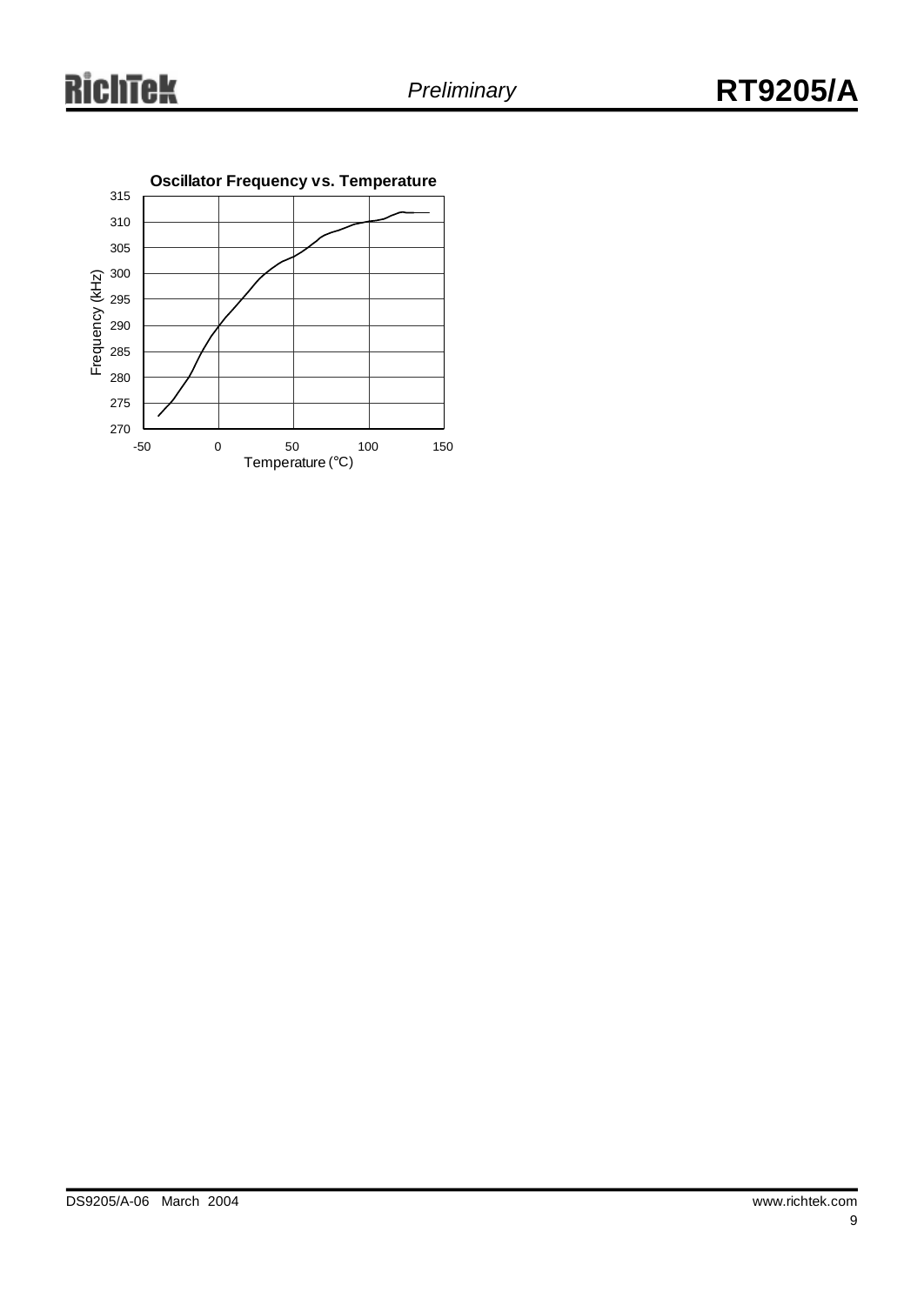**Oscillator Frequency vs. Temperature**

Frequency (kHz)

315
310
305
300
295
290
285
280
275
270

-50 0 50 100 150

Temperature (°C)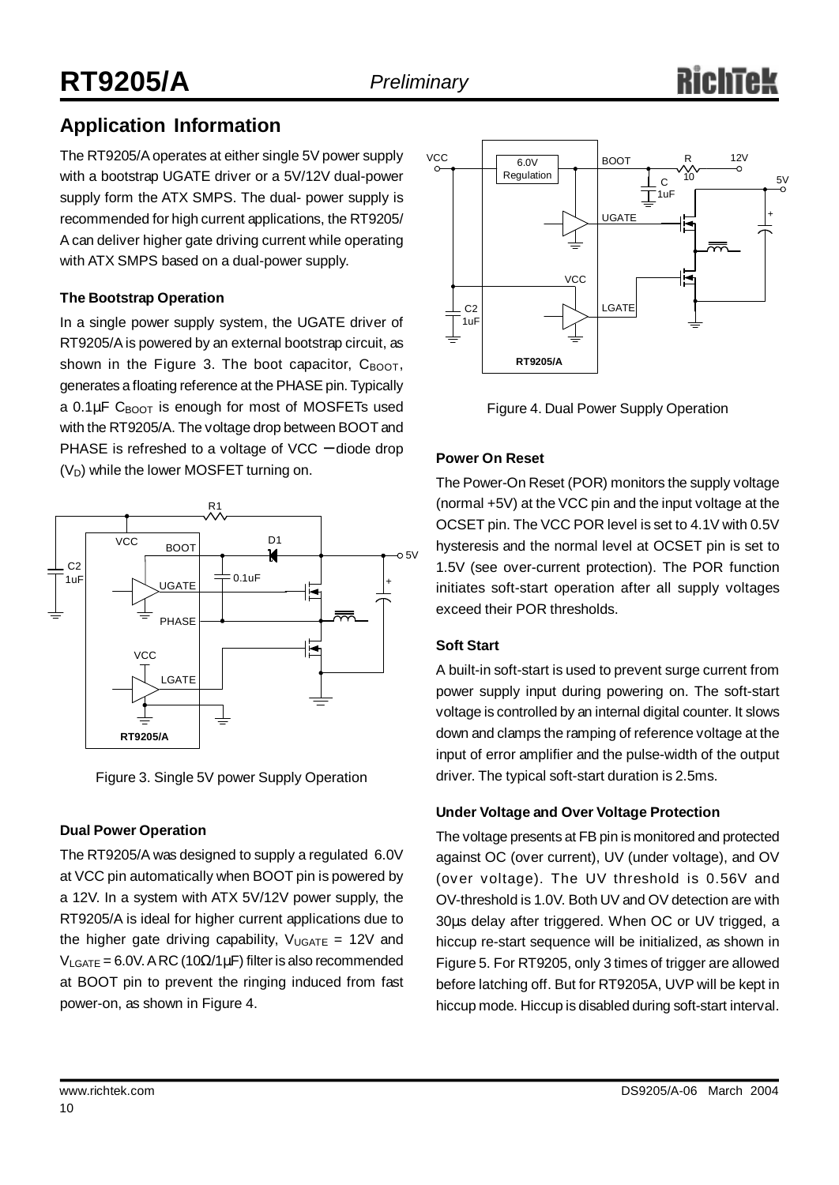## Application Information

The RT9205/A operates at either single 5V power supply with a bootstrap UGATE driver or a 5V/12V dual-power supply form the ATX SMPS. The dual- power supply is recommended for high current applications, the RT9205/A can deliver higher gate driving current while operating with ATX SMPS based on a dual-power supply.

**The Bootstrap Operation**

In a single power supply system, the UGATE driver of RT9205/A is powered by an external bootstrap circuit, as shown in the Figure 3. The boot capacitor, $C_{BOOT}$, generates a floating reference at the PHASE pin. Typically a 0.1μF $C_{BOOT}$ is enough for most of MOSFETs used with the RT9205/A. The voltage drop between BOOT and PHASE is refreshed to a voltage of VCC − diode drop ($V_D$) while the lower MOSFET turning on.

Figure 3. Single 5V power Supply Operation

**Dual Power Operation**

The RT9205/A was designed to supply a regulated 6.0V at VCC pin automatically when BOOT pin is powered by a 12V. In a system with ATX 5V/12V power supply, the RT9205/A is ideal for higher current applications due to the higher gate driving capability, $V_{UGATE}$ = 12V and $V_{LGATE}$ = 6.0V. A RC (10Ω/1μF) filter is also recommended at BOOT pin to prevent the ringing induced from fast power-on, as shown in Figure 4.

Figure 4. Dual Power Supply Operation

**Power On Reset**

The Power-On Reset (POR) monitors the supply voltage (normal +5V) at the VCC pin and the input voltage at the OCSET pin. The VCC POR level is set to 4.1V with 0.5V hysteresis and the normal level at OCSET pin is set to 1.5V (see over-current protection). The POR function initiates soft-start operation after all supply voltages exceed their POR thresholds.

**Soft Start**

A built-in soft-start is used to prevent surge current from power supply input during powering on. The soft-start voltage is controlled by an internal digital counter. It slows down and clamps the ramping of reference voltage at the input of error amplifier and the pulse-width of the output driver. The typical soft-start duration is 2.5ms.

**Under Voltage and Over Voltage Protection**

The voltage presents at FB pin is monitored and protected against OC (over current), UV (under voltage), and OV (over voltage). The UV threshold is 0.56V and OV-threshold is 1.0V. Both UV and OV detection are with 30μs delay after triggered. When OC or UV trigged, a hiccup re-start sequence will be initialized, as shown in Figure 5. For RT9205, only 3 times of trigger are allowed before latching off. But for RT9205A, UVP will be kept in hiccup mode. Hiccup is disabled during soft-start interval.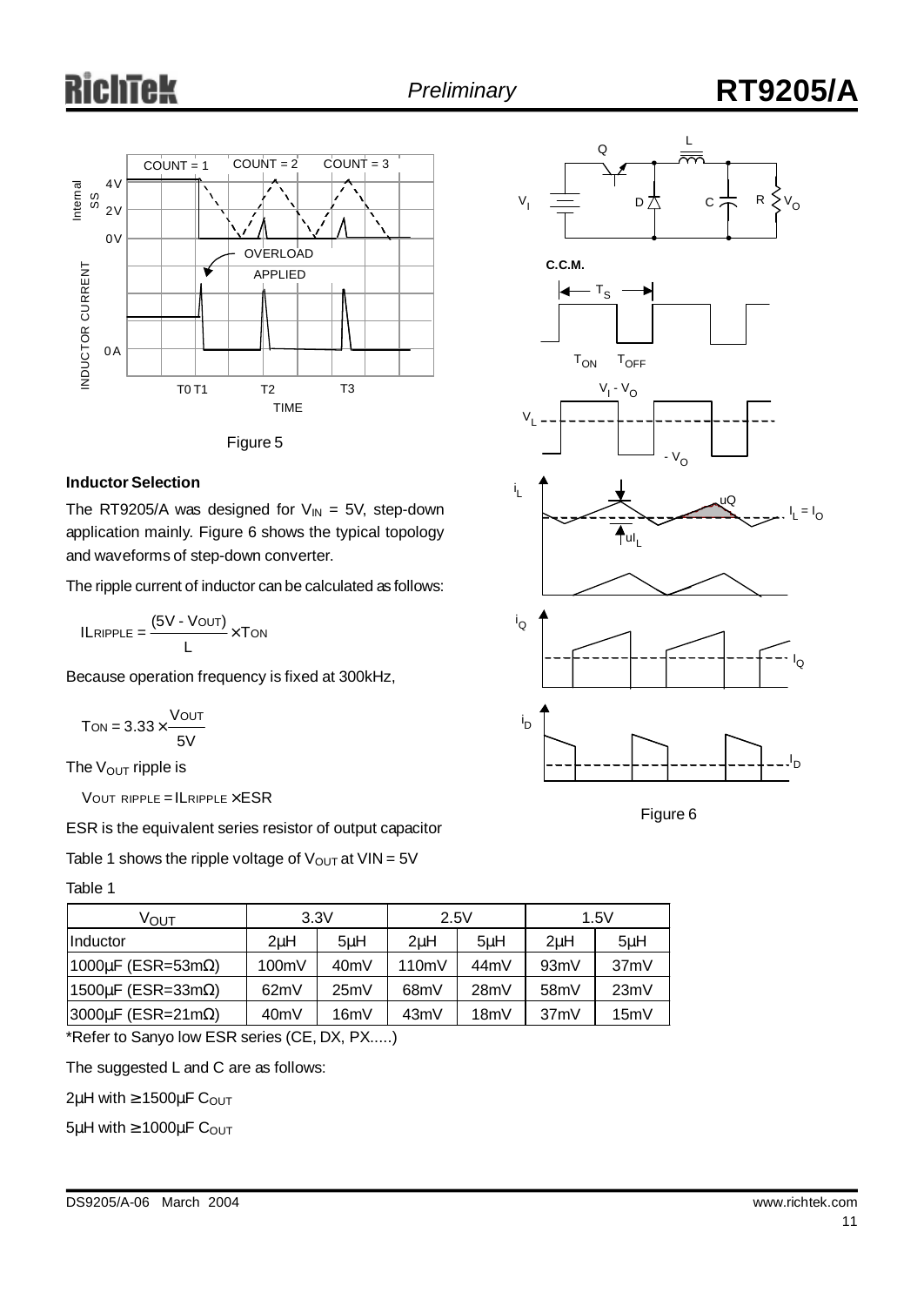Figure 5

### Inductor Selection

The RT9205/A was designed for $V_{IN}$ = 5V, step-down application mainly. Figure 6 shows the typical topology and waveforms of step-down converter.

The ripple current of inductor can be calculated as follows:

$$IL_{RIPPLE} = \frac{(5V - V_{OUT})}{L} \times T_{ON}$$

Because operation frequency is fixed at 300kHz,

$$T_{ON} = 3.33 \times \frac{V_{OUT}}{5V}$$

The $V_{OUT}$ ripple is

$$V_{OUT\ RIPPLE} = IL_{RIPPLE} \times ESR$$

ESR is the equivalent series resistor of output capacitor

Table 1 shows the ripple voltage of $V_{OUT}$ at VIN = 5V

Table 1

| $V_{OUT}$ | 3.3V | | 2.5V | | 1.5V | |
|---|---|---|---|---|---|---|
| Inductor | 2μH | 5μH | 2μH | 5μH | 2μH | 5μH |
| 1000μF (ESR=53mΩ) | 100mV | 40mV | 110mV | 44mV | 93mV | 37mV |
| 1500μF (ESR=33mΩ) | 62mV | 25mV | 68mV | 28mV | 58mV | 23mV |
| 3000μF (ESR=21mΩ) | 40mV | 16mV | 43mV | 18mV | 37mV | 15mV |

*Refer to Sanyo low ESR series (CE, DX, PX.....)

The suggested L and C are as follows:

2μH with ≥ 1500μF $C_{OUT}$

5μH with ≥ 1000μF $C_{OUT}$

Figure 6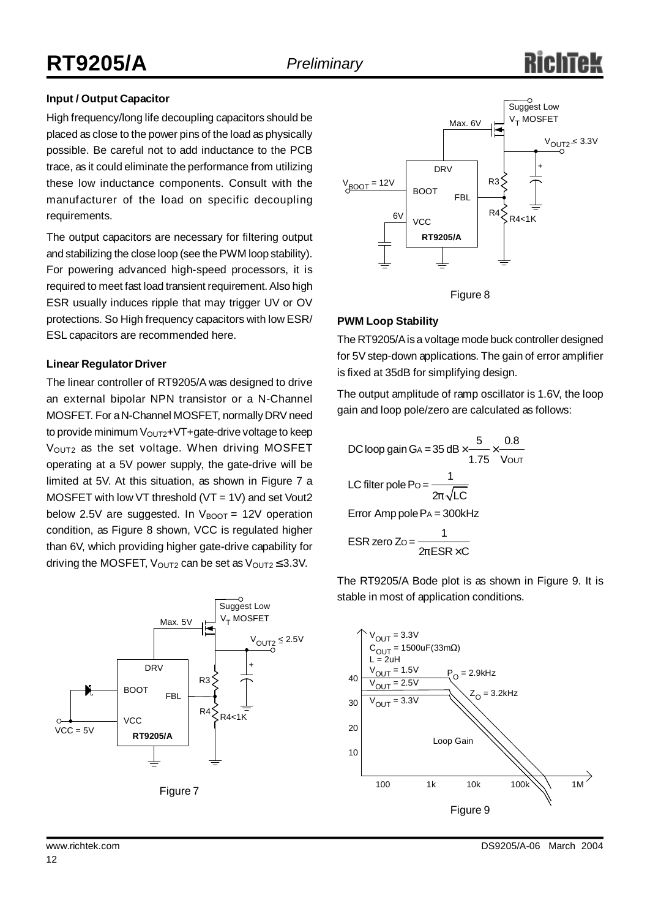### Input / Output Capacitor

High frequency/long life decoupling capacitors should be placed as close to the power pins of the load as physically possible. Be careful not to add inductance to the PCB trace, as it could eliminate the performance from utilizing these low inductance components. Consult with the manufacturer of the load on specific decoupling requirements.

The output capacitors are necessary for filtering output and stabilizing the close loop (see the PWM loop stability). For powering advanced high-speed processors, it is required to meet fast load transient requirement. Also high ESR usually induces ripple that may trigger UV or OV protections. So High frequency capacitors with low ESR/ESL capacitors are recommended here.

### Linear Regulator Driver

The linear controller of RT9205/A was designed to drive an external bipolar NPN transistor or a N-Channel MOSFET. For a N-Channel MOSFET, normally DRV need to provide minimum $V_{OUT2}$+VT+gate-drive voltage to keep $V_{OUT2}$ as the set voltage. When driving MOSFET operating at a 5V power supply, the gate-drive will be limited at 5V. At this situation, as shown in Figure 7 a MOSFET with low VT threshold (VT = 1V) and set Vout2 below 2.5V are suggested. In $V_{BOOT}$ = 12V operation condition, as Figure 8 shown, VCC is regulated higher than 6V, which providing higher gate-drive capability for driving the MOSFET, $V_{OUT2}$ can be set as $V_{OUT2} \leq 3.3V$.

Figure 7

Figure 8

### PWM Loop Stability

The RT9205/A is a voltage mode buck controller designed for 5V step-down applications. The gain of error amplifier is fixed at 35dB for simplifying design.

The output amplitude of ramp oscillator is 1.6V, the loop gain and loop pole/zero are calculated as follows:

$$\text{DC loop gain } G_A = 35\text{ dB} \times \frac{5}{1.75} \times \frac{0.8}{V_{OUT}}$$

$$\text{LC filter pole } P_O = \frac{1}{2\pi\sqrt{LC}}$$

$$\text{Error Amp pole } P_A = 300\text{kHz}$$

$$\text{ESR zero } Z_O = \frac{1}{2\pi ESR \times C}$$

The RT9205/A Bode plot is as shown in Figure 9. It is stable in most of application conditions.

Figure 9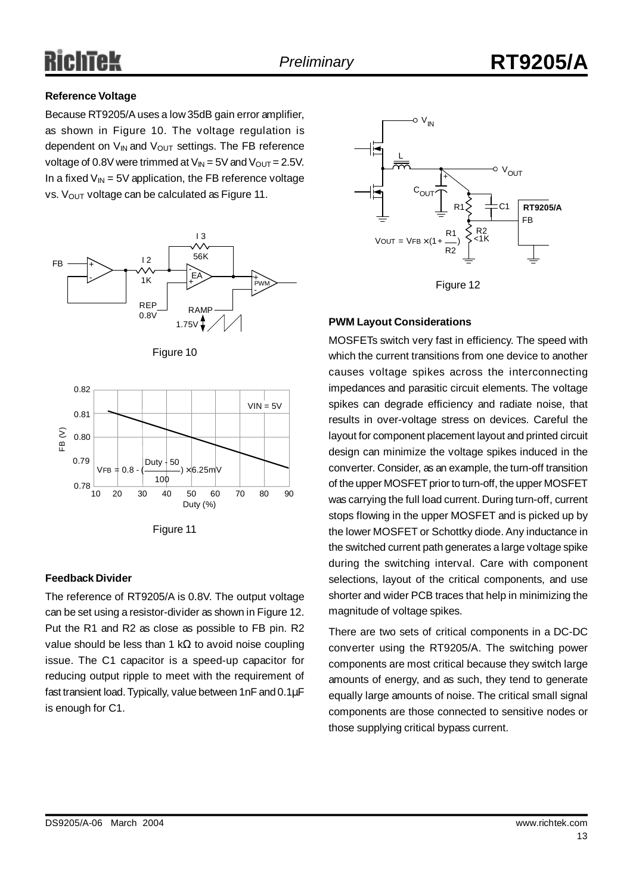### Reference Voltage

Because RT9205/A uses a low 35dB gain error amplifier, as shown in Figure 10. The voltage regulation is dependent on $V_{IN}$ and $V_{OUT}$ settings. The FB reference voltage of 0.8V were trimmed at $V_{IN}$ = 5V and $V_{OUT}$ = 2.5V. In a fixed $V_{IN}$ = 5V application, the FB reference voltage vs. $V_{OUT}$ voltage can be calculated as Figure 11.

Figure 10

$$V_{FB} = 0.8 - \left(\frac{Duty - 50}{100}\right) \times 6.25mV$$

Figure 11

### Feedback Divider

The reference of RT9205/A is 0.8V. The output voltage can be set using a resistor-divider as shown in Figure 12. Put the R1 and R2 as close as possible to FB pin. R2 value should be less than 1 kΩ to avoid noise coupling issue. The C1 capacitor is a speed-up capacitor for reducing output ripple to meet with the requirement of fast transient load. Typically, value between 1nF and 0.1µF is enough for C1.

$$V_{OUT} = V_{FB} \times \left(1 + \frac{R1}{R2}\right)$$

Figure 12

### PWM Layout Considerations

MOSFETs switch very fast in efficiency. The speed with which the current transitions from one device to another causes voltage spikes across the interconnecting impedances and parasitic circuit elements. The voltage spikes can degrade efficiency and radiate noise, that results in over-voltage stress on devices. Careful the layout for component placement layout and printed circuit design can minimize the voltage spikes induced in the converter. Consider, as an example, the turn-off transition of the upper MOSFET prior to turn-off, the upper MOSFET was carrying the full load current. During turn-off, current stops flowing in the upper MOSFET and is picked up by the lower MOSFET or Schottky diode. Any inductance in the switched current path generates a large voltage spike during the switching interval. Care with component selections, layout of the critical components, and use shorter and wider PCB traces that help in minimizing the magnitude of voltage spikes.

There are two sets of critical components in a DC-DC converter using the RT9205/A. The switching power components are most critical because they switch large amounts of energy, and as such, they tend to generate equally large amounts of noise. The critical small signal components are those connected to sensitive nodes or those supplying critical bypass current.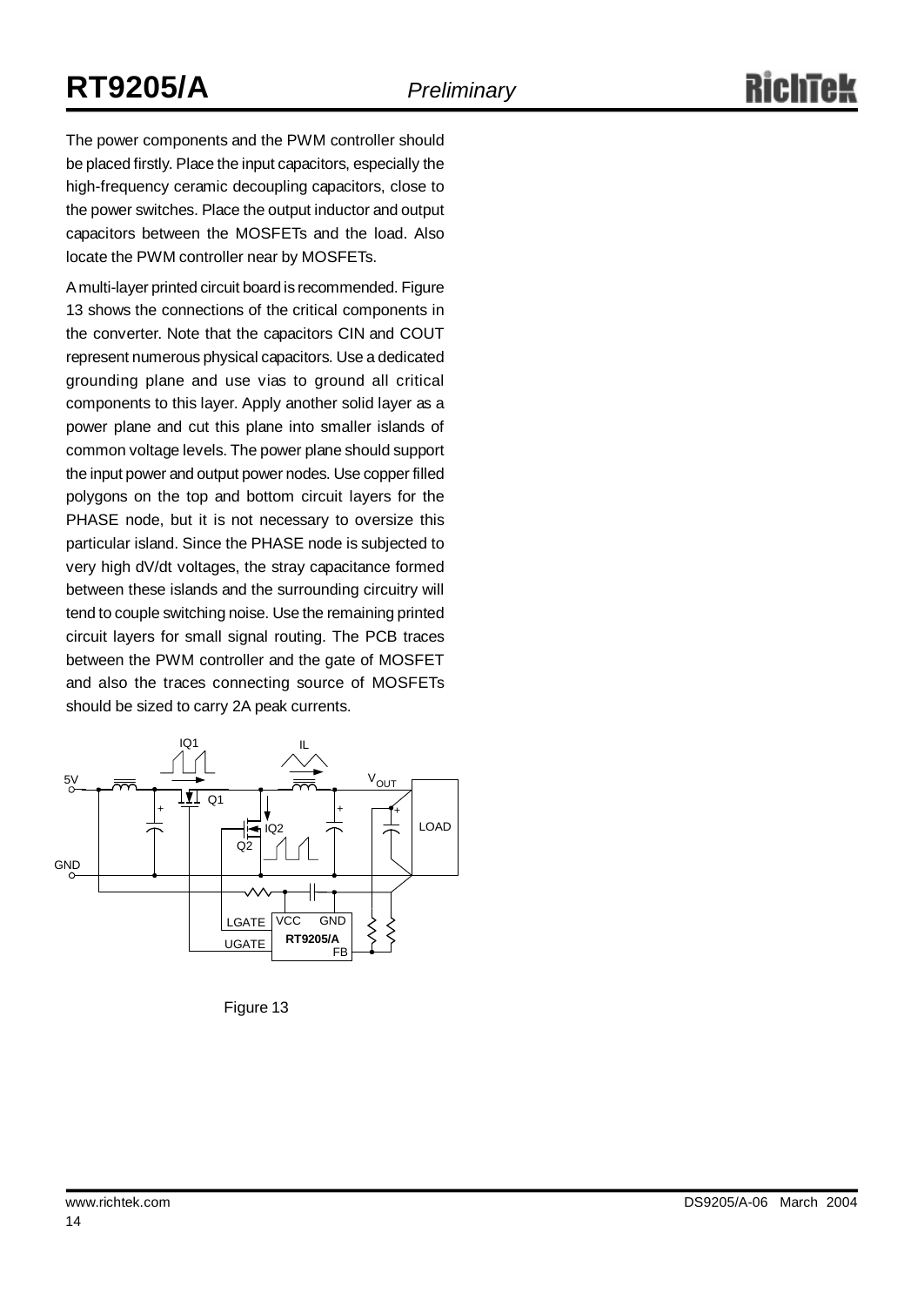The power components and the PWM controller should be placed firstly. Place the input capacitors, especially the high-frequency ceramic decoupling capacitors, close to the power switches. Place the output inductor and output capacitors between the MOSFETs and the load. Also locate the PWM controller near by MOSFETs.

A multi-layer printed circuit board is recommended. Figure 13 shows the connections of the critical components in the converter. Note that the capacitors CIN and COUT represent numerous physical capacitors. Use a dedicated grounding plane and use vias to ground all critical components to this layer. Apply another solid layer as a power plane and cut this plane into smaller islands of common voltage levels. The power plane should support the input power and output power nodes. Use copper filled polygons on the top and bottom circuit layers for the PHASE node, but it is not necessary to oversize this particular island. Since the PHASE node is subjected to very high dV/dt voltages, the stray capacitance formed between these islands and the surrounding circuitry will tend to couple switching noise. Use the remaining printed circuit layers for small signal routing. The PCB traces between the PWM controller and the gate of MOSFET and also the traces connecting source of MOSFETs should be sized to carry 2A peak currents.

Figure 13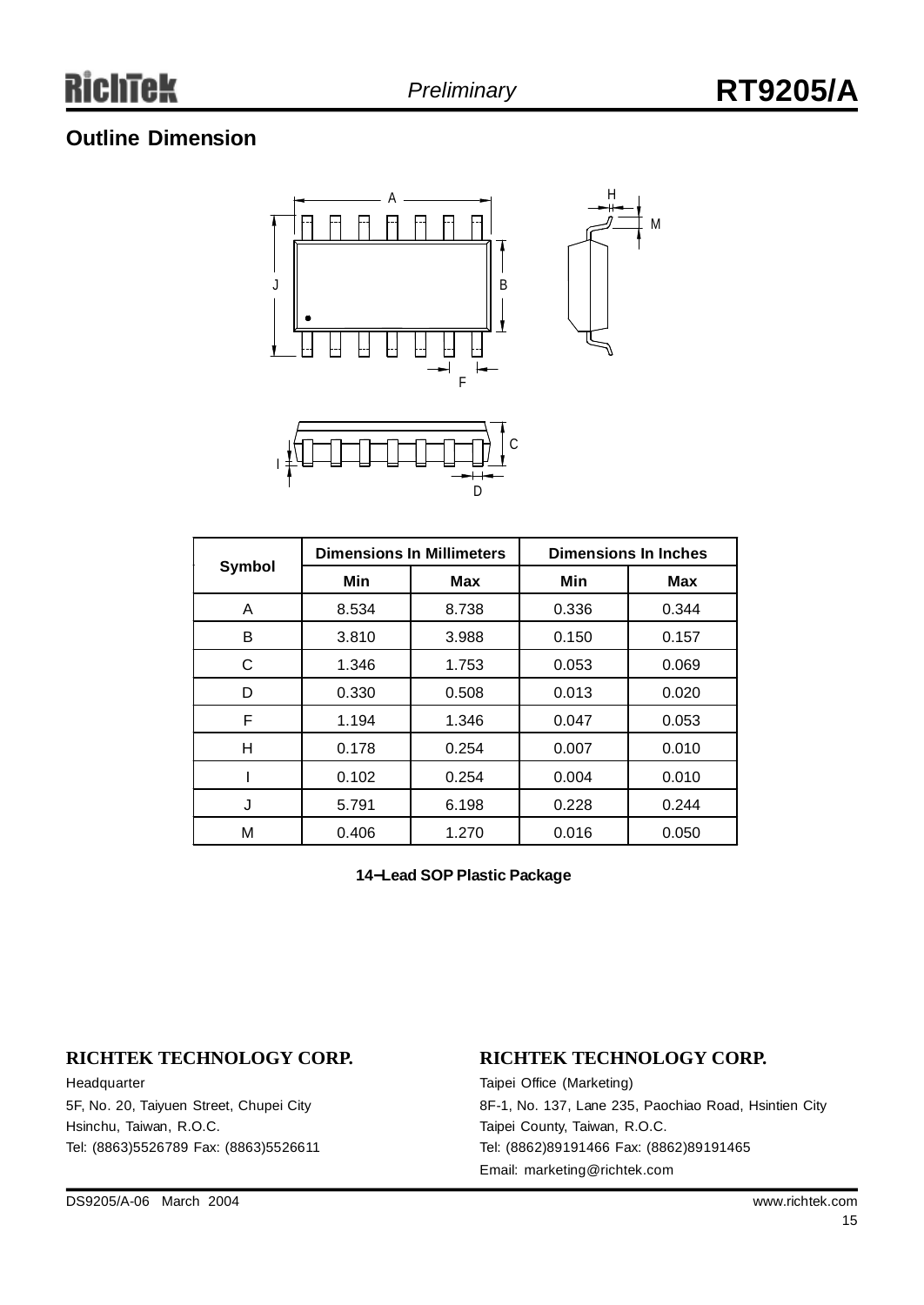## Outline Dimension

A
H
M
J
B
F
C
I
D

| Symbol | Dimensions In Millimeters | | Dimensions In Inches | |
|---|---|---|---|---|
| | Min | Max | Min | Max |
| A | 8.534 | 8.738 | 0.336 | 0.344 |
| B | 3.810 | 3.988 | 0.150 | 0.157 |
| C | 1.346 | 1.753 | 0.053 | 0.069 |
| D | 0.330 | 0.508 | 0.013 | 0.020 |
| F | 1.194 | 1.346 | 0.047 | 0.053 |
| H | 0.178 | 0.254 | 0.007 | 0.010 |
| I | 0.102 | 0.254 | 0.004 | 0.010 |
| J | 5.791 | 6.198 | 0.228 | 0.244 |
| M | 0.406 | 1.270 | 0.016 | 0.050 |

**14–Lead SOP Plastic Package**

**RICHTEK TECHNOLOGY CORP.**

Headquarter
5F, No. 20, Taiyuen Street, Chupei City
Hsinchu, Taiwan, R.O.C.
Tel: (8863)5526789 Fax: (8863)5526611

**RICHTEK TECHNOLOGY CORP.**

Taipei Office (Marketing)
8F-1, No. 137, Lane 235, Paochiao Road, Hsintien City
Taipei County, Taiwan, R.O.C.
Tel: (8862)89191466 Fax: (8862)89191465
Email: marketing@richtek.com